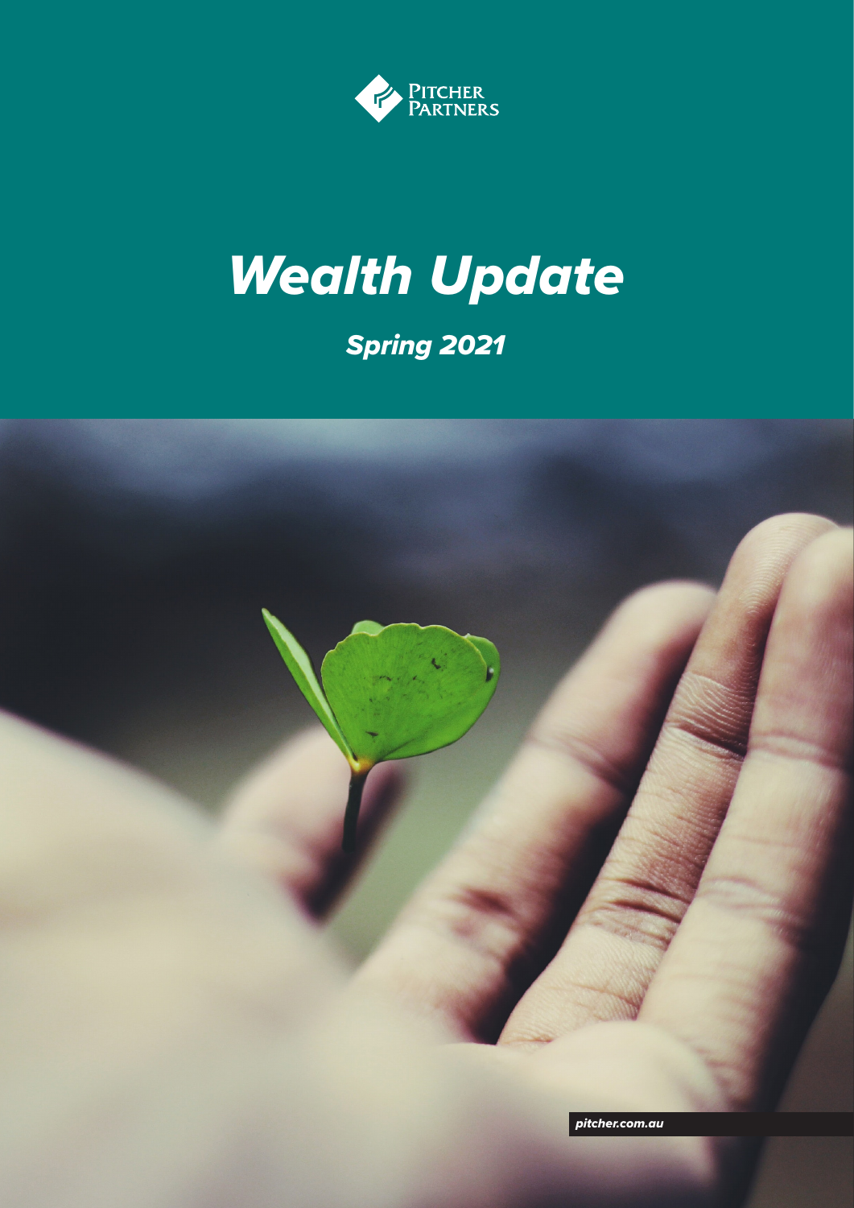Pitcher Partners

# *Wealth Update*

## *Spring 2021*

*pitcher.com.au*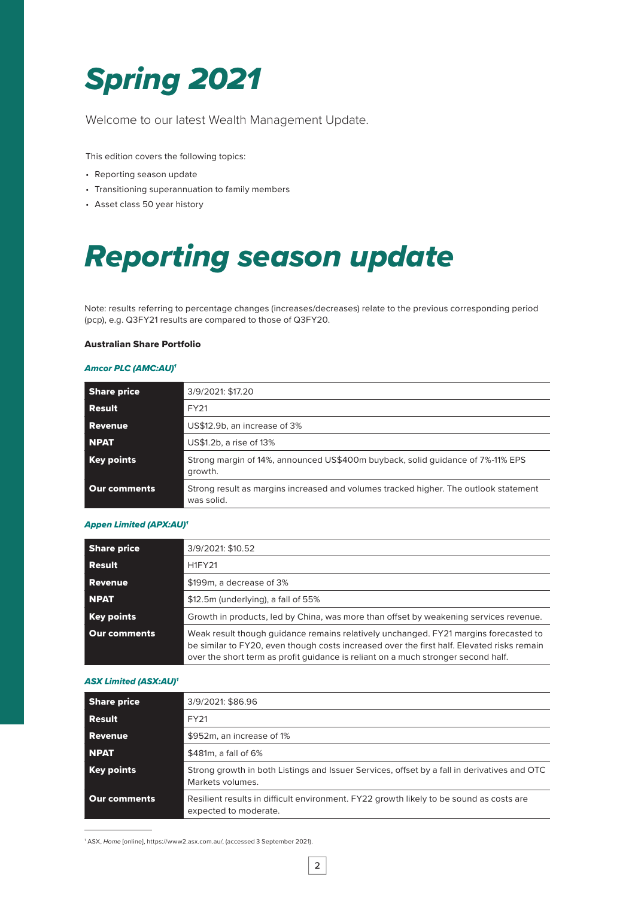# *Spring 2021*

Welcome to our latest Wealth Management Update.

This edition covers the following topics:

- Reporting season update
- Transitioning superannuation to family members
- Asset class 50 year history

# *Reporting season update*

Note: results referring to percentage changes (increases/decreases) relate to the previous corresponding period (pcp), e.g. Q3FY21 results are compared to those of Q3FY20.

**Australian Share Portfolio**

***Amcor PLC (AMC:AU)***[1]

| | |
|---|---|
| **Share price** | 3/9/2021: $17.20 |
| **Result** | FY21 |
| **Revenue** | US$12.9b, an increase of 3% |
| **NPAT** | US$1.2b, a rise of 13% |
| **Key points** | Strong margin of 14%, announced US$400m buyback, solid guidance of 7%-11% EPS growth. |
| **Our comments** | Strong result as margins increased and volumes tracked higher. The outlook statement was solid. |

***Appen Limited (APX:AU)***[1]

| | |
|---|---|
| **Share price** | 3/9/2021: $10.52 |
| **Result** | H1FY21 |
| **Revenue** | $199m, a decrease of 3% |
| **NPAT** | $12.5m (underlying), a fall of 55% |
| **Key points** | Growth in products, led by China, was more than offset by weakening services revenue. |
| **Our comments** | Weak result though guidance remains relatively unchanged. FY21 margins forecasted to be similar to FY20, even though costs increased over the first half. Elevated risks remain over the short term as profit guidance is reliant on a much stronger second half. |

***ASX Limited (ASX:AU)***[1]

| | |
|---|---|
| **Share price** | 3/9/2021: $86.96 |
| **Result** | FY21 |
| **Revenue** | $952m, an increase of 1% |
| **NPAT** | $481m, a fall of 6% |
| **Key points** | Strong growth in both Listings and Issuer Services, offset by a fall in derivatives and OTC Markets volumes. |
| **Our comments** | Resilient results in difficult environment. FY22 growth likely to be sound as costs are expected to moderate. |

[1] ASX, *Home* [online], https://www2.asx.com.au/, (accessed 3 September 2021).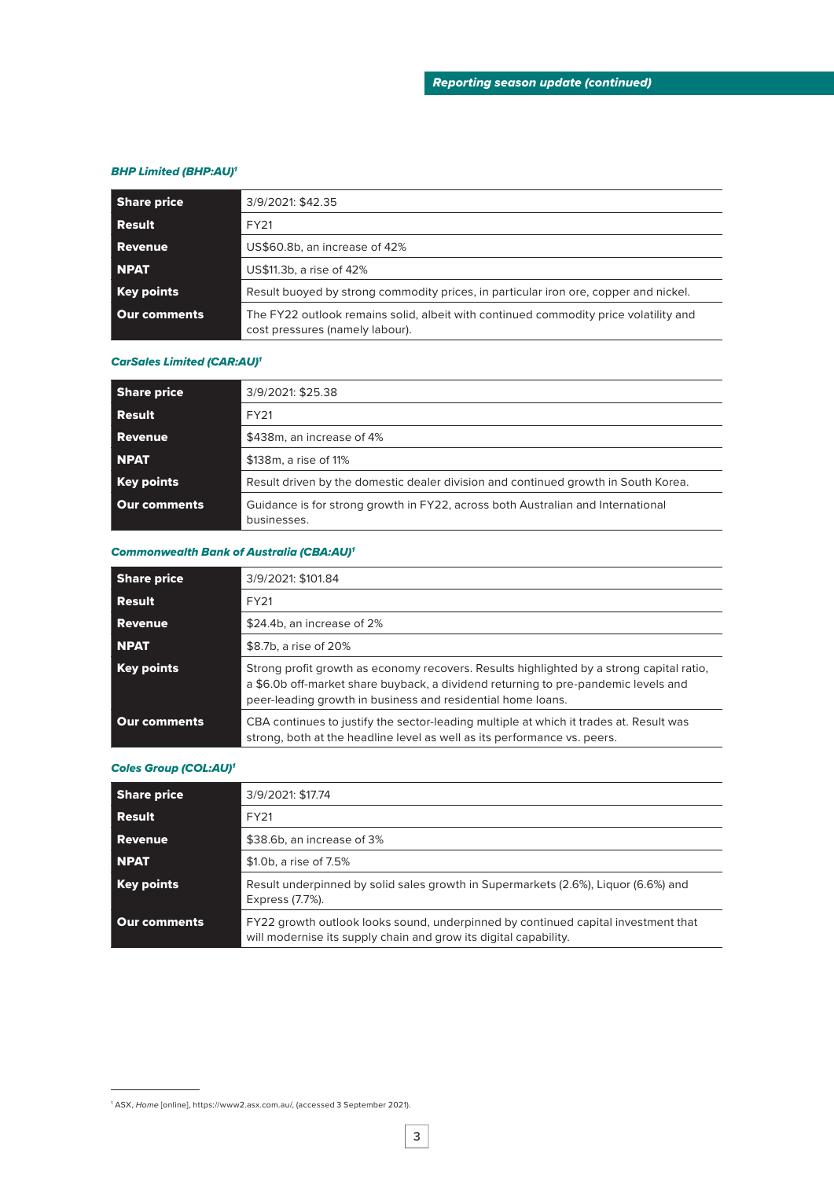### *BHP Limited (BHP:AU)*[1]

| | |
|---|---|
| **Share price** | 3/9/2021: $42.35 |
| **Result** | FY21 |
| **Revenue** | US$60.8b, an increase of 42% |
| **NPAT** | US$11.3b, a rise of 42% |
| **Key points** | Result buoyed by strong commodity prices, in particular iron ore, copper and nickel. |
| **Our comments** | The FY22 outlook remains solid, albeit with continued commodity price volatility and cost pressures (namely labour). |

### *CarSales Limited (CAR:AU)*[1]

| | |
|---|---|
| **Share price** | 3/9/2021: $25.38 |
| **Result** | FY21 |
| **Revenue** | $438m, an increase of 4% |
| **NPAT** | $138m, a rise of 11% |
| **Key points** | Result driven by the domestic dealer division and continued growth in South Korea. |
| **Our comments** | Guidance is for strong growth in FY22, across both Australian and International businesses. |

### *Commonwealth Bank of Australia (CBA:AU)*[1]

| | |
|---|---|
| **Share price** | 3/9/2021: $101.84 |
| **Result** | FY21 |
| **Revenue** | $24.4b, an increase of 2% |
| **NPAT** | $8.7b, a rise of 20% |
| **Key points** | Strong profit growth as economy recovers. Results highlighted by a strong capital ratio, a $6.0b off-market share buyback, a dividend returning to pre-pandemic levels and peer-leading growth in business and residential home loans. |
| **Our comments** | CBA continues to justify the sector-leading multiple at which it trades at. Result was strong, both at the headline level as well as its performance vs. peers. |

### *Coles Group (COL:AU)*[1]

| | |
|---|---|
| **Share price** | 3/9/2021: $17.74 |
| **Result** | FY21 |
| **Revenue** | $38.6b, an increase of 3% |
| **NPAT** | $1.0b, a rise of 7.5% |
| **Key points** | Result underpinned by solid sales growth in Supermarkets (2.6%), Liquor (6.6%) and Express (7.7%). |
| **Our comments** | FY22 growth outlook looks sound, underpinned by continued capital investment that will modernise its supply chain and grow its digital capability. |

[1] ASX, *Home* [online], https://www2.asx.com.au/, (accessed 3 September 2021).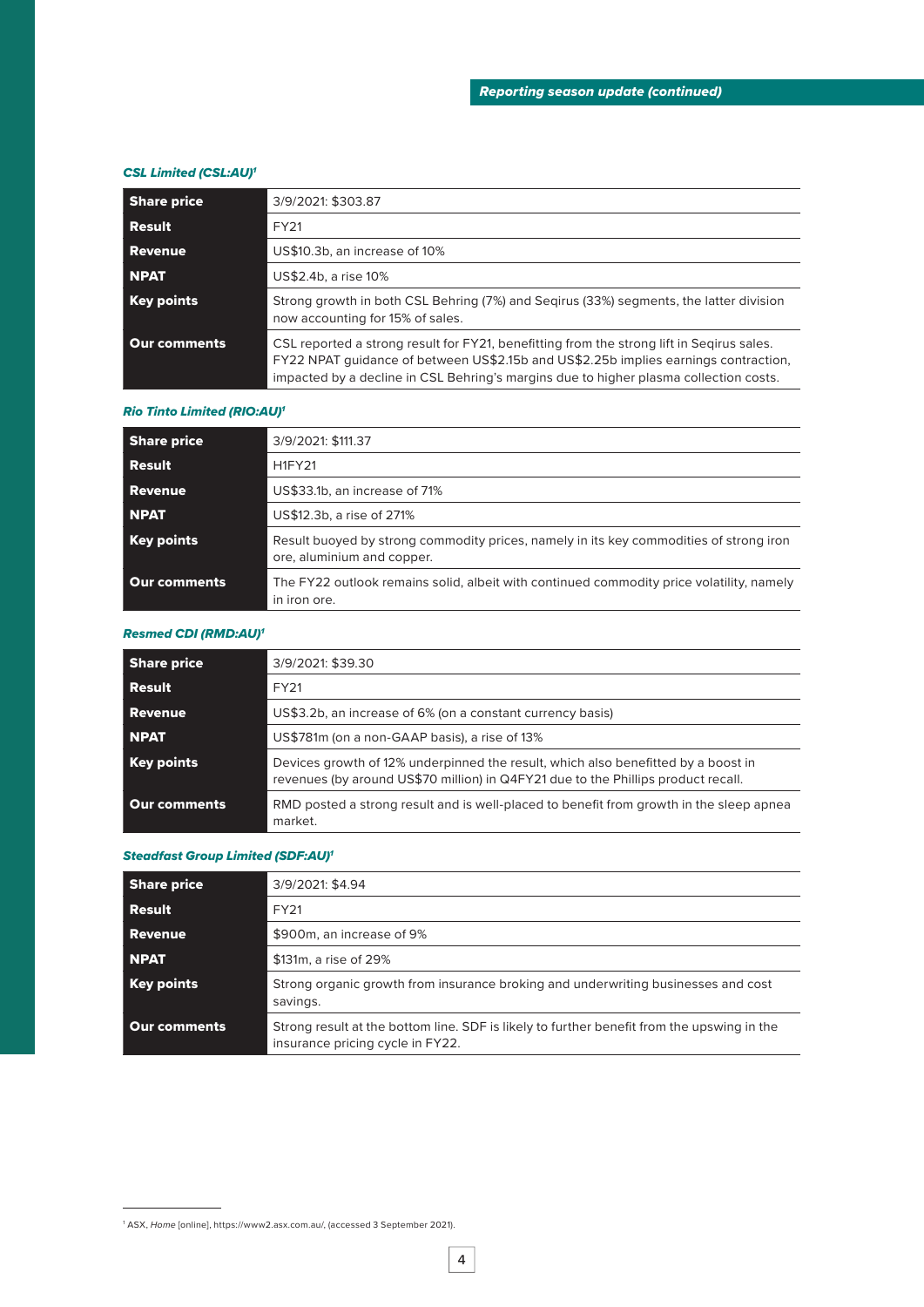### *CSL Limited (CSL:AU)*[1]

| | |
|---|---|
| **Share price** | 3/9/2021: $303.87 |
| **Result** | FY21 |
| **Revenue** | US$10.3b, an increase of 10% |
| **NPAT** | US$2.4b, a rise 10% |
| **Key points** | Strong growth in both CSL Behring (7%) and Seqirus (33%) segments, the latter division now accounting for 15% of sales. |
| **Our comments** | CSL reported a strong result for FY21, benefitting from the strong lift in Seqirus sales. FY22 NPAT guidance of between US$2.15b and US$2.25b implies earnings contraction, impacted by a decline in CSL Behring's margins due to higher plasma collection costs. |

### *Rio Tinto Limited (RIO:AU)*[1]

| | |
|---|---|
| **Share price** | 3/9/2021: $111.37 |
| **Result** | H1FY21 |
| **Revenue** | US$33.1b, an increase of 71% |
| **NPAT** | US$12.3b, a rise of 271% |
| **Key points** | Result buoyed by strong commodity prices, namely in its key commodities of strong iron ore, aluminium and copper. |
| **Our comments** | The FY22 outlook remains solid, albeit with continued commodity price volatility, namely in iron ore. |

### *Resmed CDI (RMD:AU)*[1]

| | |
|---|---|
| **Share price** | 3/9/2021: $39.30 |
| **Result** | FY21 |
| **Revenue** | US$3.2b, an increase of 6% (on a constant currency basis) |
| **NPAT** | US$781m (on a non-GAAP basis), a rise of 13% |
| **Key points** | Devices growth of 12% underpinned the result, which also benefitted by a boost in revenues (by around US$70 million) in Q4FY21 due to the Phillips product recall. |
| **Our comments** | RMD posted a strong result and is well-placed to benefit from growth in the sleep apnea market. |

### *Steadfast Group Limited (SDF:AU)*[1]

| | |
|---|---|
| **Share price** | 3/9/2021: $4.94 |
| **Result** | FY21 |
| **Revenue** | $900m, an increase of 9% |
| **NPAT** | $131m, a rise of 29% |
| **Key points** | Strong organic growth from insurance broking and underwriting businesses and cost savings. |
| **Our comments** | Strong result at the bottom line. SDF is likely to further benefit from the upswing in the insurance pricing cycle in FY22. |

[1] ASX, *Home* [online], https://www2.asx.com.au/, (accessed 3 September 2021).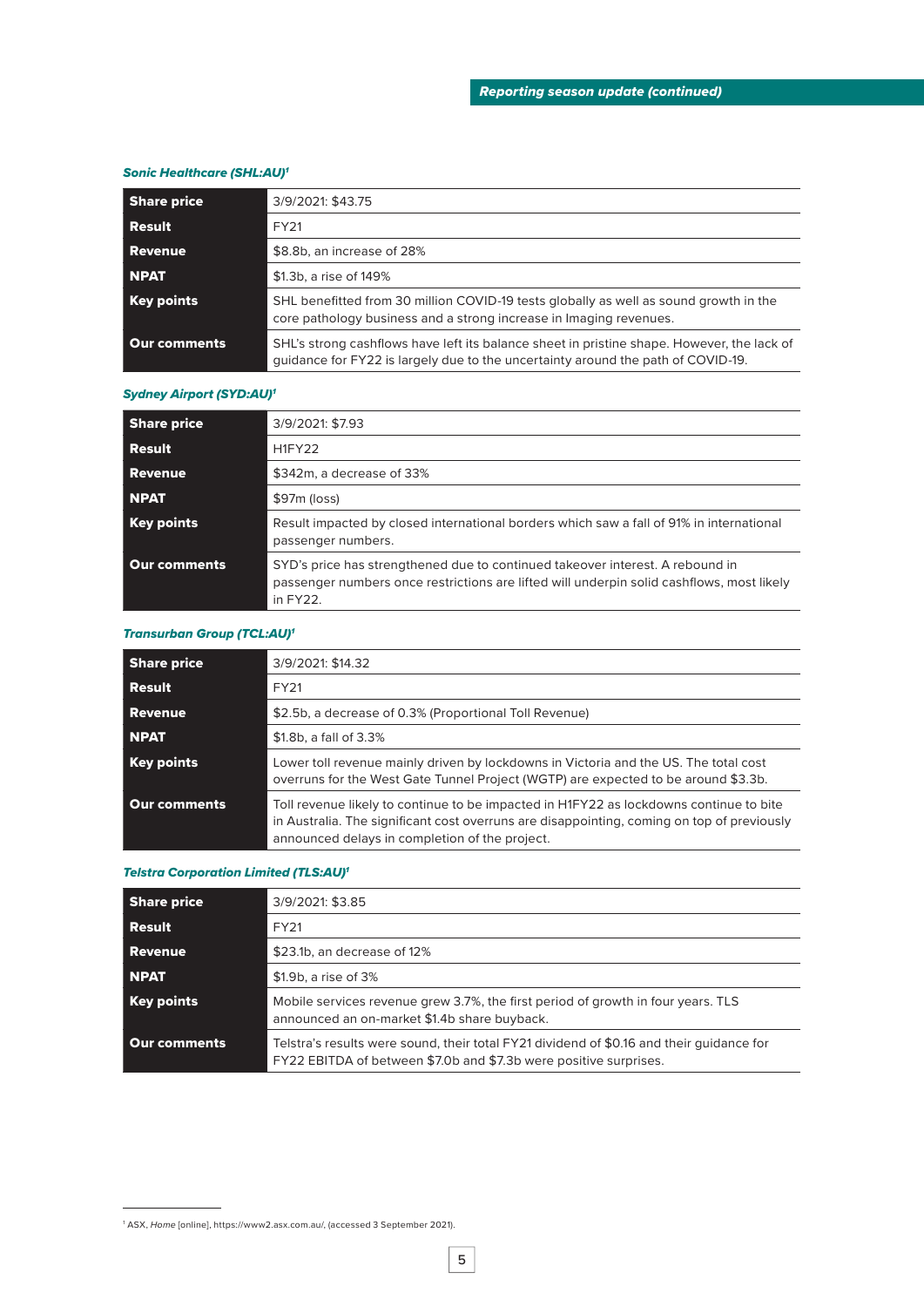### *Sonic Healthcare (SHL:AU)*[1]

| | |
|---|---|
| **Share price** | 3/9/2021: $43.75 |
| **Result** | FY21 |
| **Revenue** | $8.8b, an increase of 28% |
| **NPAT** | $1.3b, a rise of 149% |
| **Key points** | SHL benefitted from 30 million COVID-19 tests globally as well as sound growth in the core pathology business and a strong increase in Imaging revenues. |
| **Our comments** | SHL's strong cashflows have left its balance sheet in pristine shape. However, the lack of guidance for FY22 is largely due to the uncertainty around the path of COVID-19. |

### *Sydney Airport (SYD:AU)*[1]

| | |
|---|---|
| **Share price** | 3/9/2021: $7.93 |
| **Result** | H1FY22 |
| **Revenue** | $342m, a decrease of 33% |
| **NPAT** | $97m (loss) |
| **Key points** | Result impacted by closed international borders which saw a fall of 91% in international passenger numbers. |
| **Our comments** | SYD's price has strengthened due to continued takeover interest. A rebound in passenger numbers once restrictions are lifted will underpin solid cashflows, most likely in FY22. |

### *Transurban Group (TCL:AU)*[1]

| | |
|---|---|
| **Share price** | 3/9/2021: $14.32 |
| **Result** | FY21 |
| **Revenue** | $2.5b, a decrease of 0.3% (Proportional Toll Revenue) |
| **NPAT** | $1.8b, a fall of 3.3% |
| **Key points** | Lower toll revenue mainly driven by lockdowns in Victoria and the US. The total cost overruns for the West Gate Tunnel Project (WGTP) are expected to be around $3.3b. |
| **Our comments** | Toll revenue likely to continue to be impacted in H1FY22 as lockdowns continue to bite in Australia. The significant cost overruns are disappointing, coming on top of previously announced delays in completion of the project. |

### *Telstra Corporation Limited (TLS:AU)*[1]

| | |
|---|---|
| **Share price** | 3/9/2021: $3.85 |
| **Result** | FY21 |
| **Revenue** | $23.1b, an decrease of 12% |
| **NPAT** | $1.9b, a rise of 3% |
| **Key points** | Mobile services revenue grew 3.7%, the first period of growth in four years. TLS announced an on-market $1.4b share buyback. |
| **Our comments** | Telstra's results were sound, their total FY21 dividend of $0.16 and their guidance for FY22 EBITDA of between $7.0b and $7.3b were positive surprises. |

[1] ASX, *Home* [online], https://www2.asx.com.au/, (accessed 3 September 2021).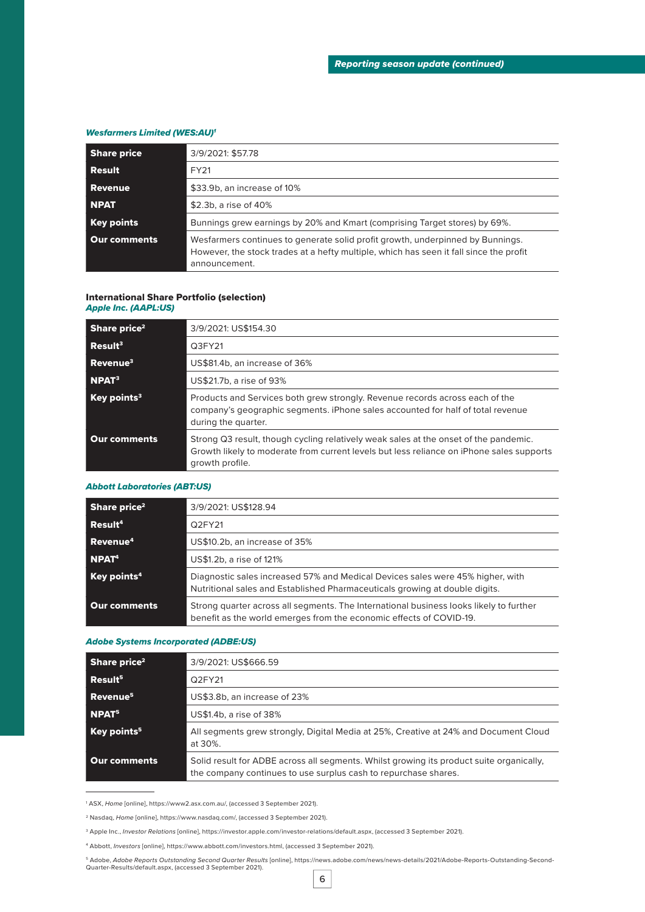### *Wesfarmers Limited (WES:AU)*[1]

| | |
|---|---|
| **Share price** | 3/9/2021: $57.78 |
| **Result** | FY21 |
| **Revenue** | $33.9b, an increase of 10% |
| **NPAT** | $2.3b, a rise of 40% |
| **Key points** | Bunnings grew earnings by 20% and Kmart (comprising Target stores) by 69%. |
| **Our comments** | Wesfarmers continues to generate solid profit growth, underpinned by Bunnings. However, the stock trades at a hefty multiple, which has seen it fall since the profit announcement. |

## International Share Portfolio (selection)

### *Apple Inc. (AAPL:US)*

| | |
|---|---|
| **Share price**[2] | 3/9/2021: US$154.30 |
| **Result**[3] | Q3FY21 |
| **Revenue**[3] | US$81.4b, an increase of 36% |
| **NPAT**[3] | US$21.7b, a rise of 93% |
| **Key points**[3] | Products and Services both grew strongly. Revenue records across each of the company's geographic segments. iPhone sales accounted for half of total revenue during the quarter. |
| **Our comments** | Strong Q3 result, though cycling relatively weak sales at the onset of the pandemic. Growth likely to moderate from current levels but less reliance on iPhone sales supports growth profile. |

### *Abbott Laboratories (ABT:US)*

| | |
|---|---|
| **Share price**[2] | 3/9/2021: US$128.94 |
| **Result**[4] | Q2FY21 |
| **Revenue**[4] | US$10.2b, an increase of 35% |
| **NPAT**[4] | US$1.2b, a rise of 121% |
| **Key points**[4] | Diagnostic sales increased 57% and Medical Devices sales were 45% higher, with Nutritional sales and Established Pharmaceuticals growing at double digits. |
| **Our comments** | Strong quarter across all segments. The International business looks likely to further benefit as the world emerges from the economic effects of COVID-19. |

### *Adobe Systems Incorporated (ADBE:US)*

| | |
|---|---|
| **Share price**[2] | 3/9/2021: US$666.59 |
| **Result**[5] | Q2FY21 |
| **Revenue**[5] | US$3.8b, an increase of 23% |
| **NPAT**[5] | US$1.4b, a rise of 38% |
| **Key points**[5] | All segments grew strongly, Digital Media at 25%, Creative at 24% and Document Cloud at 30%. |
| **Our comments** | Solid result for ADBE across all segments. Whilst growing its product suite organically, the company continues to use surplus cash to repurchase shares. |

---

[1] ASX, *Home* [online], https://www2.asx.com.au/, (accessed 3 September 2021).

[2] Nasdaq, *Home* [online], https://www.nasdaq.com/, (accessed 3 September 2021).

[3] Apple Inc., *Investor Relations* [online], https://investor.apple.com/investor-relations/default.aspx, (accessed 3 September 2021).

[4] Abbott, *Investors* [online], https://www.abbott.com/investors.html, (accessed 3 September 2021).

[5] Adobe, *Adobe Reports Outstanding Second Quarter Results* [online], https://news.adobe.com/news/news-details/2021/Adobe-Reports-Outstanding-Second-Quarter-Results/default.aspx, (accessed 3 September 2021).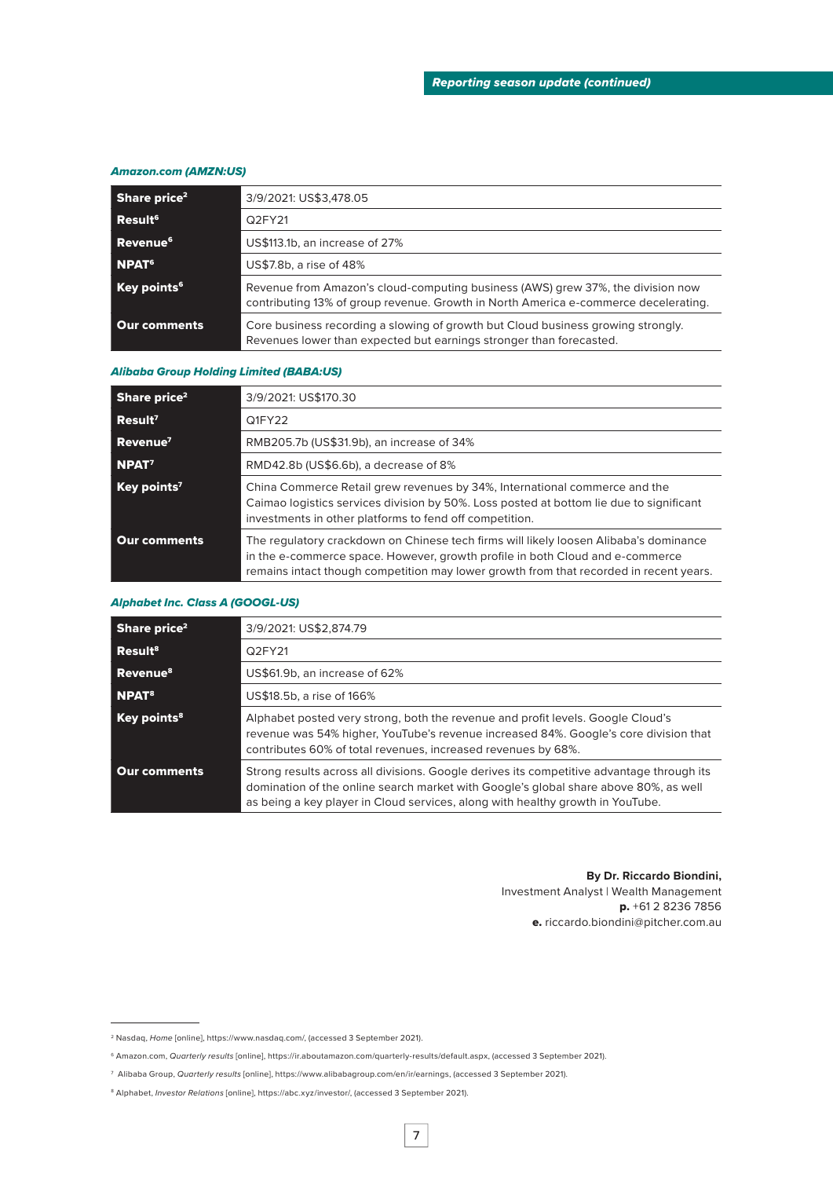## Reporting season update (continued)

### *Amazon.com (AMZN:US)*

| | |
|---|---|
| **Share price**[2] | 3/9/2021: US$3,478.05 |
| **Result**[6] | Q2FY21 |
| **Revenue**[6] | US$113.1b, an increase of 27% |
| **NPAT**[6] | US$7.8b, a rise of 48% |
| **Key points**[6] | Revenue from Amazon's cloud-computing business (AWS) grew 37%, the division now contributing 13% of group revenue. Growth in North America e-commerce decelerating. |
| **Our comments** | Core business recording a slowing of growth but Cloud business growing strongly. Revenues lower than expected but earnings stronger than forecasted. |

### *Alibaba Group Holding Limited (BABA:US)*

| | |
|---|---|
| **Share price**[2] | 3/9/2021: US$170.30 |
| **Result**[7] | Q1FY22 |
| **Revenue**[7] | RMB205.7b (US$31.9b), an increase of 34% |
| **NPAT**[7] | RMD42.8b (US$6.6b), a decrease of 8% |
| **Key points**[7] | China Commerce Retail grew revenues by 34%, International commerce and the Caimao logistics services division by 50%. Loss posted at bottom lie due to significant investments in other platforms to fend off competition. |
| **Our comments** | The regulatory crackdown on Chinese tech firms will likely loosen Alibaba's dominance in the e-commerce space. However, growth profile in both Cloud and e-commerce remains intact though competition may lower growth from that recorded in recent years. |

### *Alphabet Inc. Class A (GOOGL-US)*

| | |
|---|---|
| **Share price**[2] | 3/9/2021: US$2,874.79 |
| **Result**[8] | Q2FY21 |
| **Revenue**[8] | US$61.9b, an increase of 62% |
| **NPAT**[8] | US$18.5b, a rise of 166% |
| **Key points**[8] | Alphabet posted very strong, both the revenue and profit levels. Google Cloud's revenue was 54% higher, YouTube's revenue increased 84%. Google's core division that contributes 60% of total revenues, increased revenues by 68%. |
| **Our comments** | Strong results across all divisions. Google derives its competitive advantage through its domination of the online search market with Google's global share above 80%, as well as being a key player in Cloud services, along with healthy growth in YouTube. |

**By Dr. Riccardo Biondini,**
Investment Analyst | Wealth Management
**p.** +61 2 8236 7856
**e.** riccardo.biondini@pitcher.com.au

---

[2] Nasdaq, *Home* [online], https://www.nasdaq.com/, (accessed 3 September 2021).

[6] Amazon.com, *Quarterly results* [online], https://ir.aboutamazon.com/quarterly-results/default.aspx, (accessed 3 September 2021).

[7] Alibaba Group, *Quarterly results* [online], https://www.alibabagroup.com/en/ir/earnings, (accessed 3 September 2021).

[8] Alphabet, *Investor Relations* [online], https://abc.xyz/investor/, (accessed 3 September 2021).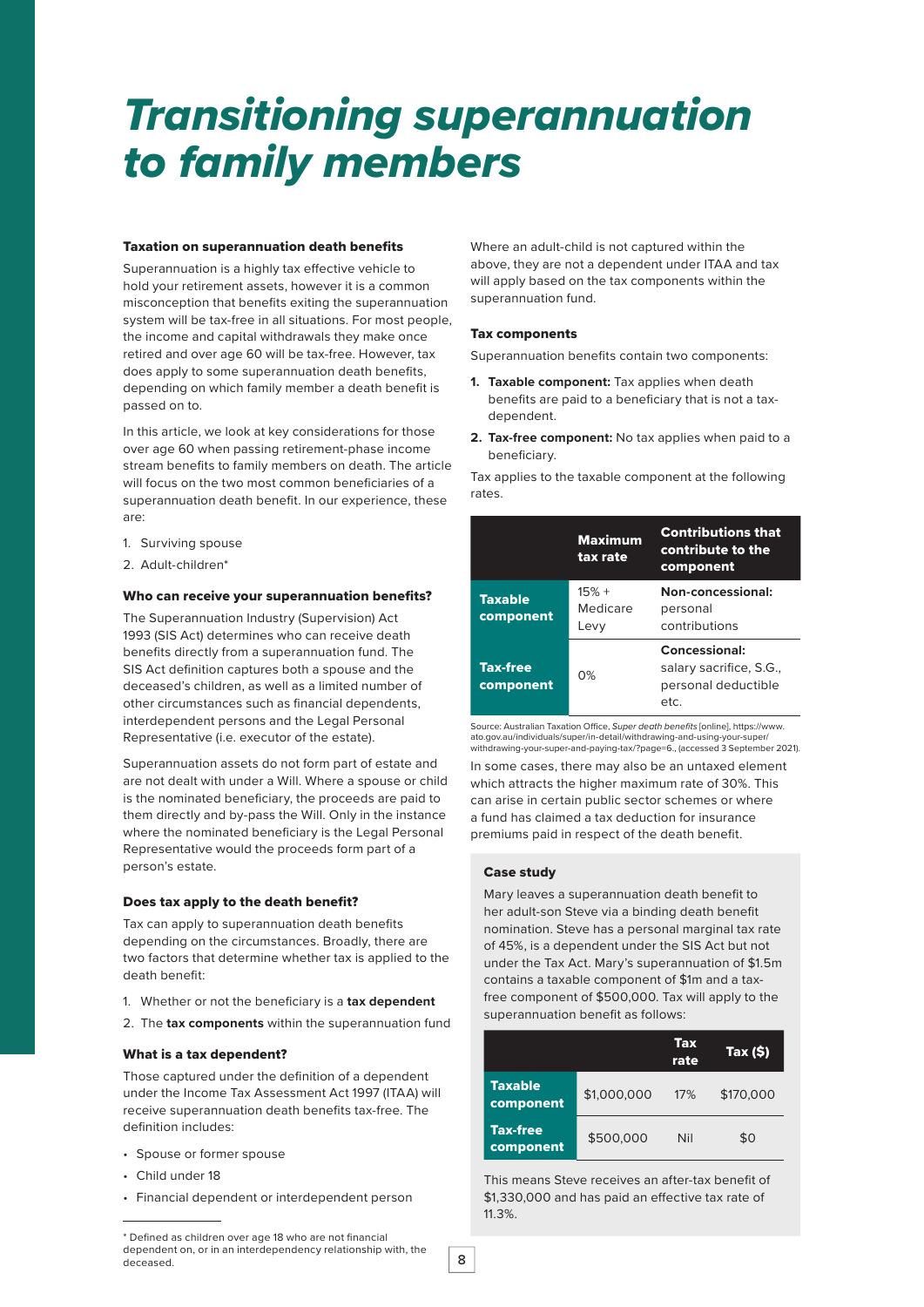# Transitioning superannuation to family members

### Taxation on superannuation death benefits

Superannuation is a highly tax effective vehicle to hold your retirement assets, however it is a common misconception that benefits exiting the superannuation system will be tax-free in all situations. For most people, the income and capital withdrawals they make once retired and over age 60 will be tax-free. However, tax does apply to some superannuation death benefits, depending on which family member a death benefit is passed on to.

In this article, we look at key considerations for those over age 60 when passing retirement-phase income stream benefits to family members on death. The article will focus on the two most common beneficiaries of a superannuation death benefit. In our experience, these are:

1. Surviving spouse
2. Adult-children*

### Who can receive your superannuation benefits?

The Superannuation Industry (Supervision) Act 1993 (SIS Act) determines who can receive death benefits directly from a superannuation fund. The SIS Act definition captures both a spouse and the deceased's children, as well as a limited number of other circumstances such as financial dependents, interdependent persons and the Legal Personal Representative (i.e. executor of the estate).

Superannuation assets do not form part of estate and are not dealt with under a Will. Where a spouse or child is the nominated beneficiary, the proceeds are paid to them directly and by-pass the Will. Only in the instance where the nominated beneficiary is the Legal Personal Representative would the proceeds form part of a person's estate.

### Does tax apply to the death benefit?

Tax can apply to superannuation death benefits depending on the circumstances. Broadly, there are two factors that determine whether tax is applied to the death benefit:

1. Whether or not the beneficiary is a **tax dependent**
2. The **tax components** within the superannuation fund

### What is a tax dependent?

Those captured under the definition of a dependent under the Income Tax Assessment Act 1997 (ITAA) will receive superannuation death benefits tax-free. The definition includes:

- Spouse or former spouse
- Child under 18
- Financial dependent or interdependent person

Where an adult-child is not captured within the above, they are not a dependent under ITAA and tax will apply based on the tax components within the superannuation fund.

### Tax components

Superannuation benefits contain two components:

1. **Taxable component:** Tax applies when death benefits are paid to a beneficiary that is not a tax-dependent.
2. **Tax-free component:** No tax applies when paid to a beneficiary.

Tax applies to the taxable component at the following rates.

| | Maximum tax rate | Contributions that contribute to the component |
|---|---|---|
| **Taxable component** | 15% + Medicare Levy | **Non-concessional:** personal contributions |
| **Tax-free component** | 0% | **Concessional:** salary sacrifice, S.G., personal deductible etc. |

Source: Australian Taxation Office, *Super death benefits* [online], https://www.ato.gov.au/individuals/super/in-detail/withdrawing-and-using-your-super/withdrawing-your-super-and-paying-tax/?page=6., (accessed 3 September 2021).

In some cases, there may also be an untaxed element which attracts the higher maximum rate of 30%. This can arise in certain public sector schemes or where a fund has claimed a tax deduction for insurance premiums paid in respect of the death benefit.

#### Case study

Mary leaves a superannuation death benefit to her adult-son Steve via a binding death benefit nomination. Steve has a personal marginal tax rate of 45%, is a dependent under the SIS Act but not under the Tax Act. Mary's superannuation of $1.5m contains a taxable component of $1m and a tax-free component of $500,000. Tax will apply to the superannuation benefit as follows:

| | | Tax rate | Tax ($) |
|---|---|---|---|
| **Taxable component** | $1,000,000 | 17% | $170,000 |
| **Tax-free component** | $500,000 | Nil | $0 |

This means Steve receives an after-tax benefit of $1,330,000 and has paid an effective tax rate of 11.3%.

---

* Defined as children over age 18 who are not financial dependent on, or in an interdependency relationship with, the deceased.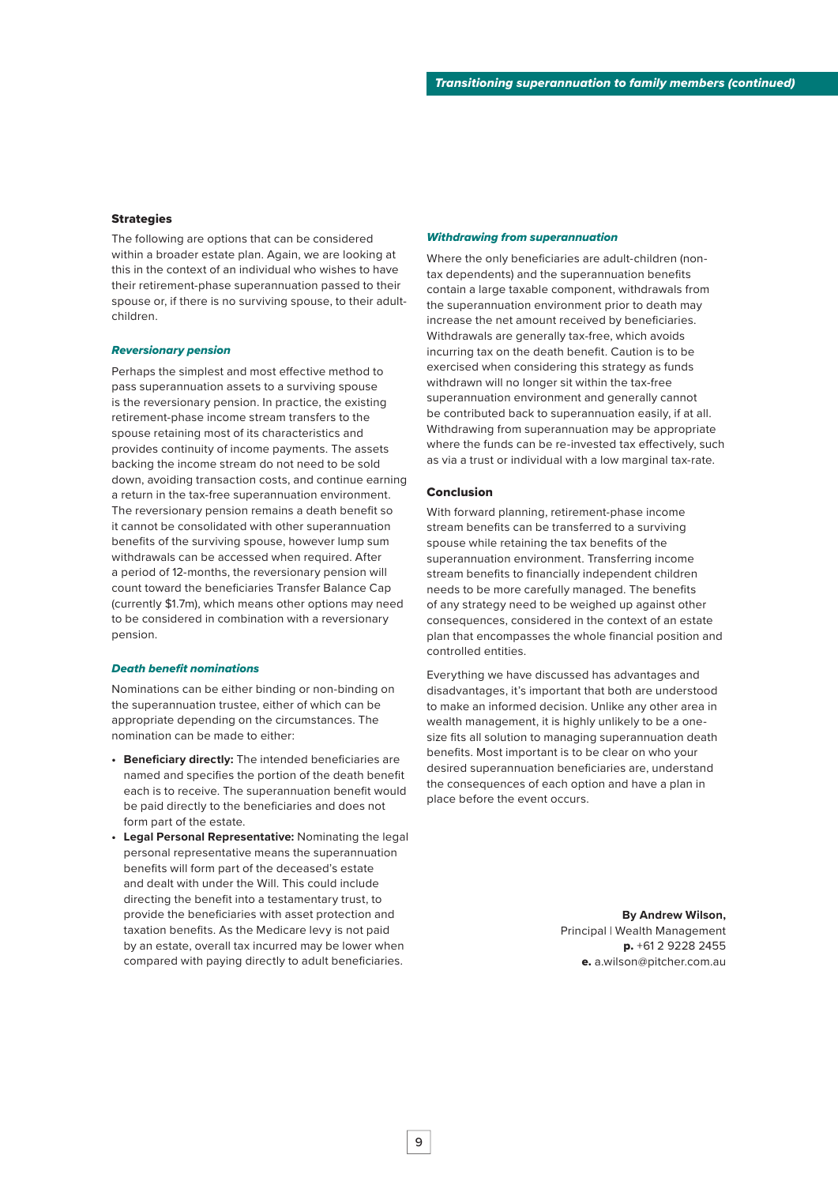## Strategies

The following are options that can be considered within a broader estate plan. Again, we are looking at this in the context of an individual who wishes to have their retirement-phase superannuation passed to their spouse or, if there is no surviving spouse, to their adult-children.

### *Reversionary pension*

Perhaps the simplest and most effective method to pass superannuation assets to a surviving spouse is the reversionary pension. In practice, the existing retirement-phase income stream transfers to the spouse retaining most of its characteristics and provides continuity of income payments. The assets backing the income stream do not need to be sold down, avoiding transaction costs, and continue earning a return in the tax-free superannuation environment. The reversionary pension remains a death benefit so it cannot be consolidated with other superannuation benefits of the surviving spouse, however lump sum withdrawals can be accessed when required. After a period of 12-months, the reversionary pension will count toward the beneficiaries Transfer Balance Cap (currently $1.7m), which means other options may need to be considered in combination with a reversionary pension.

### *Death benefit nominations*

Nominations can be either binding or non-binding on the superannuation trustee, either of which can be appropriate depending on the circumstances. The nomination can be made to either:

- **Beneficiary directly:** The intended beneficiaries are named and specifies the portion of the death benefit each is to receive. The superannuation benefit would be paid directly to the beneficiaries and does not form part of the estate.
- **Legal Personal Representative:** Nominating the legal personal representative means the superannuation benefits will form part of the deceased's estate and dealt with under the Will. This could include directing the benefit into a testamentary trust, to provide the beneficiaries with asset protection and taxation benefits. As the Medicare levy is not paid by an estate, overall tax incurred may be lower when compared with paying directly to adult beneficiaries.

### *Withdrawing from superannuation*

Where the only beneficiaries are adult-children (non-tax dependents) and the superannuation benefits contain a large taxable component, withdrawals from the superannuation environment prior to death may increase the net amount received by beneficiaries. Withdrawals are generally tax-free, which avoids incurring tax on the death benefit. Caution is to be exercised when considering this strategy as funds withdrawn will no longer sit within the tax-free superannuation environment and generally cannot be contributed back to superannuation easily, if at all. Withdrawing from superannuation may be appropriate where the funds can be re-invested tax effectively, such as via a trust or individual with a low marginal tax-rate.

## Conclusion

With forward planning, retirement-phase income stream benefits can be transferred to a surviving spouse while retaining the tax benefits of the superannuation environment. Transferring income stream benefits to financially independent children needs to be more carefully managed. The benefits of any strategy need to be weighed up against other consequences, considered in the context of an estate plan that encompasses the whole financial position and controlled entities.

Everything we have discussed has advantages and disadvantages, it's important that both are understood to make an informed decision. Unlike any other area in wealth management, it is highly unlikely to be a one-size fits all solution to managing superannuation death benefits. Most important is to be clear on who your desired superannuation beneficiaries are, understand the consequences of each option and have a plan in place before the event occurs.

**By Andrew Wilson,**
Principal | Wealth Management
**p.** +61 2 9228 2455
**e.** a.wilson@pitcher.com.au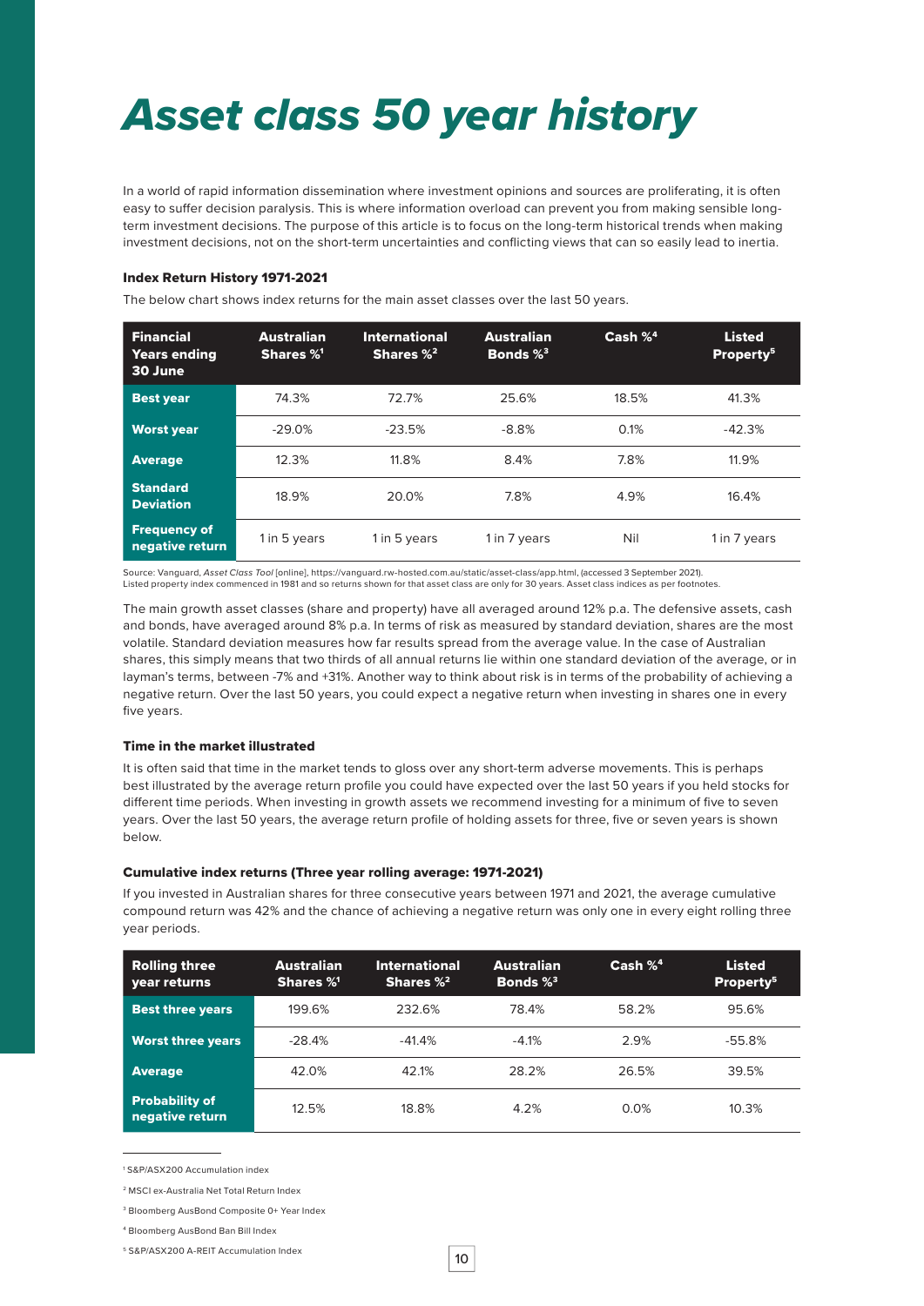# Asset class 50 year history

In a world of rapid information dissemination where investment opinions and sources are proliferating, it is often easy to suffer decision paralysis. This is where information overload can prevent you from making sensible long-term investment decisions. The purpose of this article is to focus on the long-term historical trends when making investment decisions, not on the short-term uncertainties and conflicting views that can so easily lead to inertia.

### Index Return History 1971-2021

The below chart shows index returns for the main asset classes over the last 50 years.

| Financial Years ending 30 June | Australian Shares %[1] | International Shares %[2] | Australian Bonds %[3] | Cash %[4] | Listed Property[5] |
|---|---|---|---|---|---|
| Best year | 74.3% | 72.7% | 25.6% | 18.5% | 41.3% |
| Worst year | -29.0% | -23.5% | -8.8% | 0.1% | -42.3% |
| Average | 12.3% | 11.8% | 8.4% | 7.8% | 11.9% |
| Standard Deviation | 18.9% | 20.0% | 7.8% | 4.9% | 16.4% |
| Frequency of negative return | 1 in 5 years | 1 in 5 years | 1 in 7 years | Nil | 1 in 7 years |

Source: Vanguard, *Asset Class Tool* [online], https://vanguard.rw-hosted.com.au/static/asset-class/app.html, (accessed 3 September 2021).
Listed property index commenced in 1981 and so returns shown for that asset class are only for 30 years. Asset class indices as per footnotes.

The main growth asset classes (share and property) have all averaged around 12% p.a. The defensive assets, cash and bonds, have averaged around 8% p.a. In terms of risk as measured by standard deviation, shares are the most volatile. Standard deviation measures how far results spread from the average value. In the case of Australian shares, this simply means that two thirds of all annual returns lie within one standard deviation of the average, or in layman's terms, between -7% and +31%. Another way to think about risk is in terms of the probability of achieving a negative return. Over the last 50 years, you could expect a negative return when investing in shares one in every five years.

### Time in the market illustrated

It is often said that time in the market tends to gloss over any short-term adverse movements. This is perhaps best illustrated by the average return profile you could have expected over the last 50 years if you held stocks for different time periods. When investing in growth assets we recommend investing for a minimum of five to seven years. Over the last 50 years, the average return profile of holding assets for three, five or seven years is shown below.

### Cumulative index returns (Three year rolling average: 1971-2021)

If you invested in Australian shares for three consecutive years between 1971 and 2021, the average cumulative compound return was 42% and the chance of achieving a negative return was only one in every eight rolling three year periods.

| Rolling three year returns | Australian Shares %[1] | International Shares %[2] | Australian Bonds %[3] | Cash %[4] | Listed Property[5] |
|---|---|---|---|---|---|
| Best three years | 199.6% | 232.6% | 78.4% | 58.2% | 95.6% |
| Worst three years | -28.4% | -41.4% | -4.1% | 2.9% | -55.8% |
| Average | 42.0% | 42.1% | 28.2% | 26.5% | 39.5% |
| Probability of negative return | 12.5% | 18.8% | 4.2% | 0.0% | 10.3% |

---

[1] S&P/ASX200 Accumulation index

[2] MSCI ex-Australia Net Total Return Index

[3] Bloomberg AusBond Composite 0+ Year Index

[4] Bloomberg AusBond Ban Bill Index

[5] S&P/ASX200 A-REIT Accumulation Index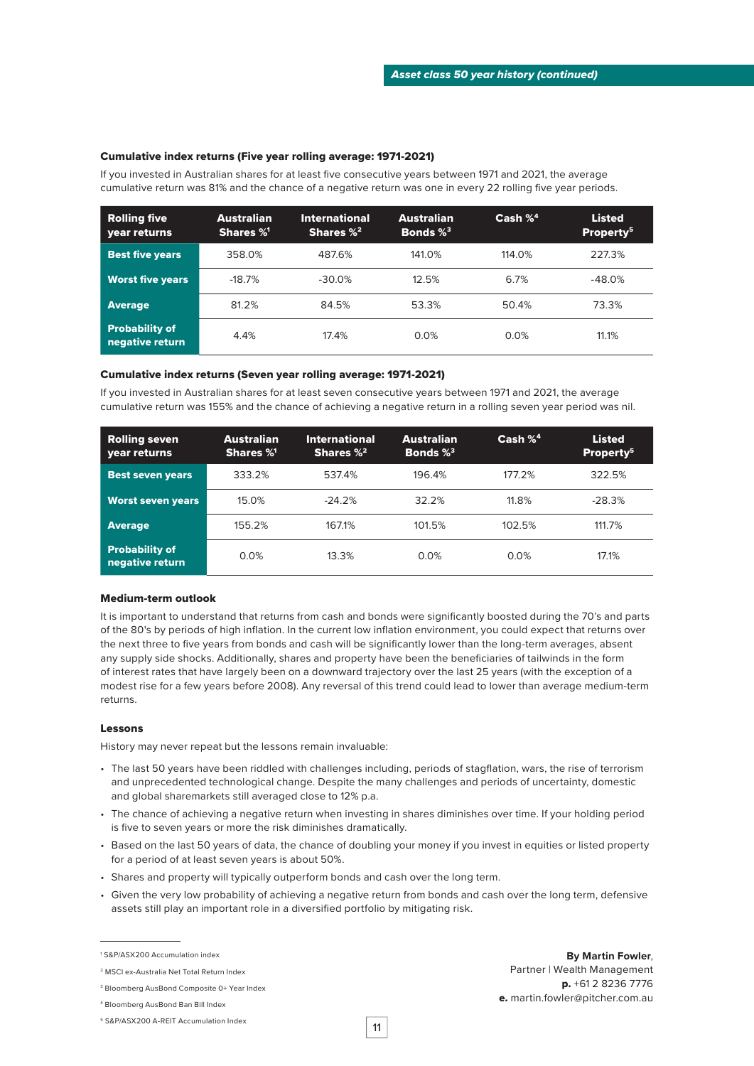### Cumulative index returns (Five year rolling average: 1971-2021)

If you invested in Australian shares for at least five consecutive years between 1971 and 2021, the average cumulative return was 81% and the chance of a negative return was one in every 22 rolling five year periods.

| Rolling five year returns | Australian Shares %[1] | International Shares %[2] | Australian Bonds %[3] | Cash %[4] | Listed Property[5] |
|---|---|---|---|---|---|
| **Best five years** | 358.0% | 487.6% | 141.0% | 114.0% | 227.3% |
| **Worst five years** | -18.7% | -30.0% | 12.5% | 6.7% | -48.0% |
| **Average** | 81.2% | 84.5% | 53.3% | 50.4% | 73.3% |
| **Probability of negative return** | 4.4% | 17.4% | 0.0% | 0.0% | 11.1% |

### Cumulative index returns (Seven year rolling average: 1971-2021)

If you invested in Australian shares for at least seven consecutive years between 1971 and 2021, the average cumulative return was 155% and the chance of achieving a negative return in a rolling seven year period was nil.

| Rolling seven year returns | Australian Shares %[1] | International Shares %[2] | Australian Bonds %[3] | Cash %[4] | Listed Property[5] |
|---|---|---|---|---|---|
| **Best seven years** | 333.2% | 537.4% | 196.4% | 177.2% | 322.5% |
| **Worst seven years** | 15.0% | -24.2% | 32.2% | 11.8% | -28.3% |
| **Average** | 155.2% | 167.1% | 101.5% | 102.5% | 111.7% |
| **Probability of negative return** | 0.0% | 13.3% | 0.0% | 0.0% | 17.1% |

### Medium-term outlook

It is important to understand that returns from cash and bonds were significantly boosted during the 70's and parts of the 80's by periods of high inflation. In the current low inflation environment, you could expect that returns over the next three to five years from bonds and cash will be significantly lower than the long-term averages, absent any supply side shocks. Additionally, shares and property have been the beneficiaries of tailwinds in the form of interest rates that have largely been on a downward trajectory over the last 25 years (with the exception of a modest rise for a few years before 2008). Any reversal of this trend could lead to lower than average medium-term returns.

### Lessons

History may never repeat but the lessons remain invaluable:

- The last 50 years have been riddled with challenges including, periods of stagflation, wars, the rise of terrorism and unprecedented technological change. Despite the many challenges and periods of uncertainty, domestic and global sharemarkets still averaged close to 12% p.a.
- The chance of achieving a negative return when investing in shares diminishes over time. If your holding period is five to seven years or more the risk diminishes dramatically.
- Based on the last 50 years of data, the chance of doubling your money if you invest in equities or listed property for a period of at least seven years is about 50%.
- Shares and property will typically outperform bonds and cash over the long term.
- Given the very low probability of achieving a negative return from bonds and cash over the long term, defensive assets still play an important role in a diversified portfolio by mitigating risk.

[1] S&P/ASX200 Accumulation index

[2] MSCI ex-Australia Net Total Return Index

[3] Bloomberg AusBond Composite 0+ Year Index

[4] Bloomberg AusBond Ban Bill Index

[5] S&P/ASX200 A-REIT Accumulation Index

**By Martin Fowler**,
Partner | Wealth Management
**p.** +61 2 8236 7776
**e.** martin.fowler@pitcher.com.au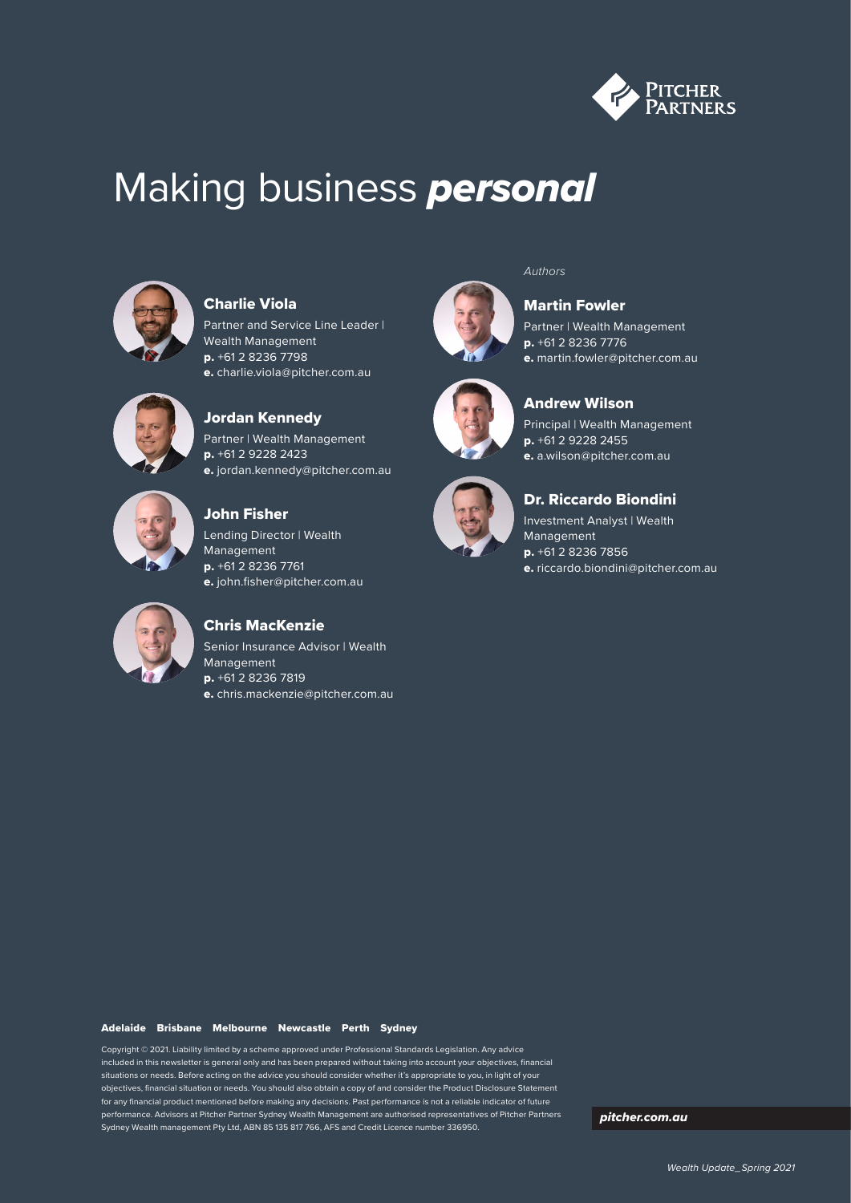Pitcher Partners

# Making business ***personal***

*Authors*

### Charlie Viola

Partner and Service Line Leader | Wealth Management
**p.** +61 2 8236 7798
**e.** charlie.viola@pitcher.com.au

### Jordan Kennedy

Partner | Wealth Management
**p.** +61 2 9228 2423
**e.** jordan.kennedy@pitcher.com.au

### John Fisher

Lending Director | Wealth Management
**p.** +61 2 8236 7761
**e.** john.fisher@pitcher.com.au

### Chris MacKenzie

Senior Insurance Advisor | Wealth Management
**p.** +61 2 8236 7819
**e.** chris.mackenzie@pitcher.com.au

### Martin Fowler

Partner | Wealth Management
**p.** +61 2 8236 7776
**e.** martin.fowler@pitcher.com.au

### Andrew Wilson

Principal | Wealth Management
**p.** +61 2 9228 2455
**e.** a.wilson@pitcher.com.au

### Dr. Riccardo Biondini

Investment Analyst | Wealth Management
**p.** +61 2 8236 7856
**e.** riccardo.biondini@pitcher.com.au

**Adelaide Brisbane Melbourne Newcastle Perth Sydney**

Copyright © 2021. Liability limited by a scheme approved under Professional Standards Legislation. Any advice included in this newsletter is general only and has been prepared without taking into account your objectives, financial situations or needs. Before acting on the advice you should consider whether it's appropriate to you, in light of your objectives, financial situation or needs. You should also obtain a copy of and consider the Product Disclosure Statement for any financial product mentioned before making any decisions. Past performance is not a reliable indicator of future performance. Advisors at Pitcher Partner Sydney Wealth Management are authorised representatives of Pitcher Partners Sydney Wealth management Pty Ltd, ABN 85 135 817 766, AFS and Credit Licence number 336950.

***pitcher.com.au***